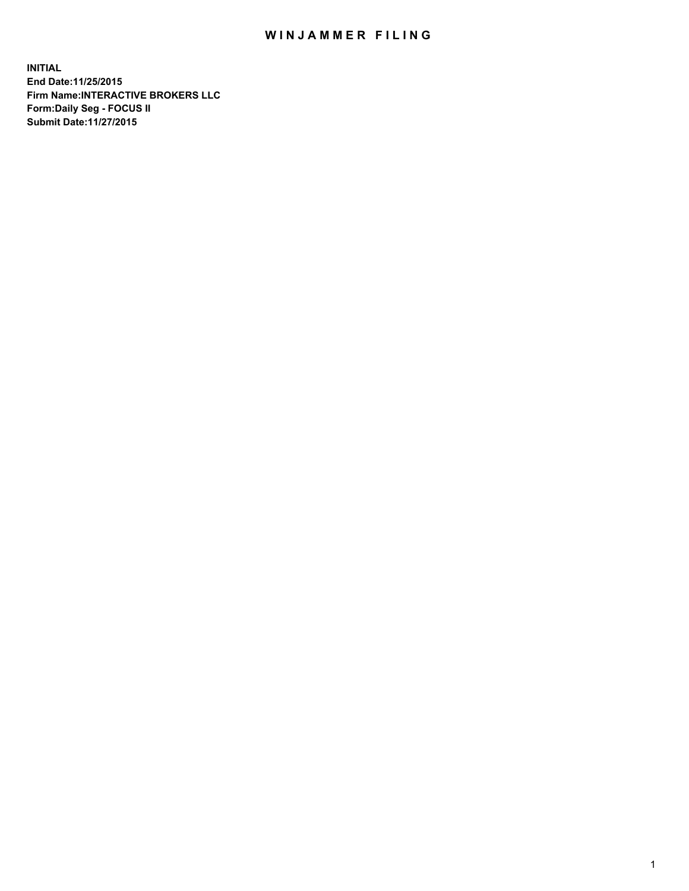# WINJAMMER FILING

**INITIAL**
**End Date:11/25/2015**
**Firm Name:INTERACTIVE BROKERS LLC**
**Form:Daily Seg - FOCUS II**
**Submit Date:11/27/2015**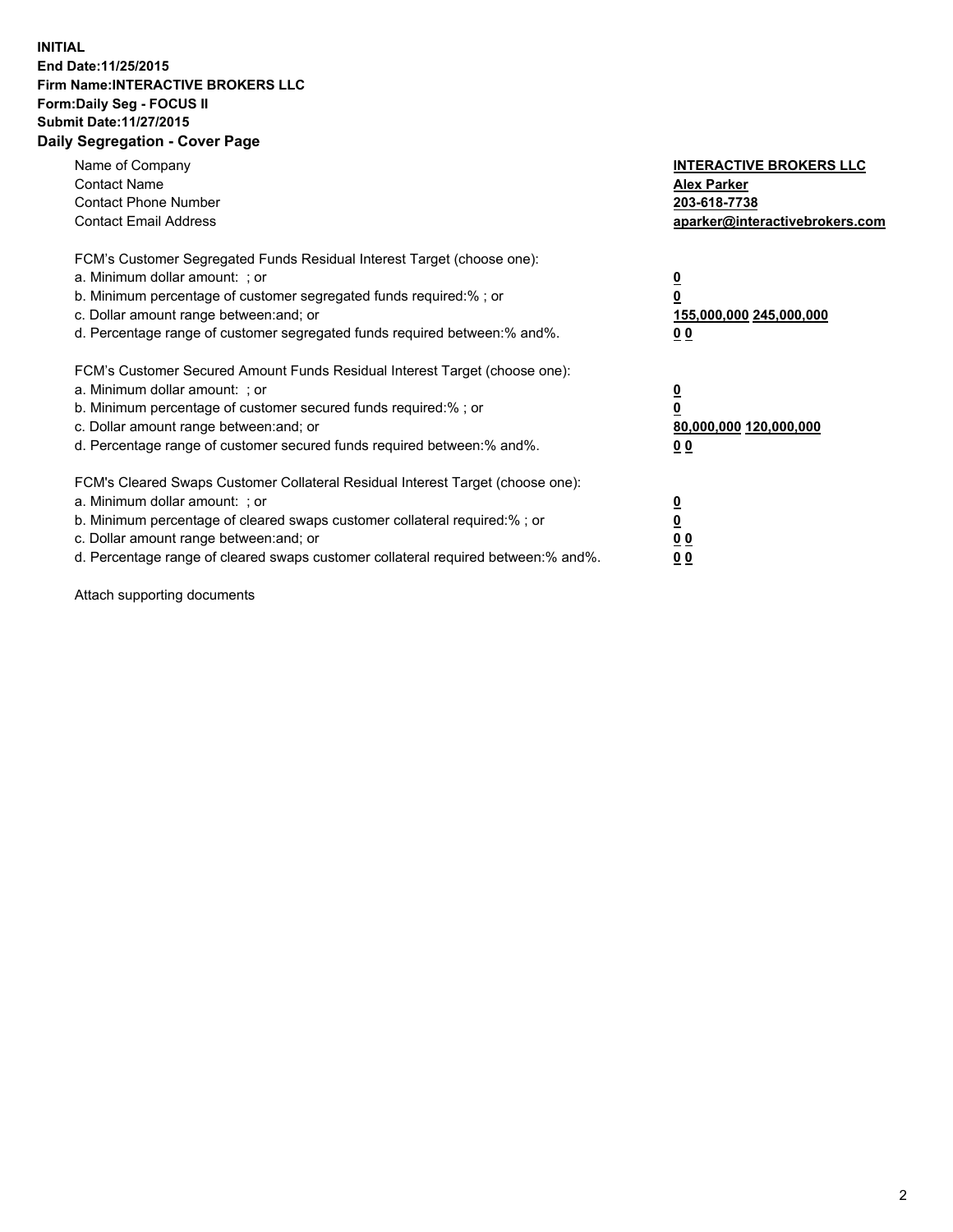**INITIAL**
**End Date:11/25/2015**
**Firm Name:INTERACTIVE BROKERS LLC**
**Form:Daily Seg - FOCUS II**
**Submit Date:11/27/2015**
**Daily Segregation - Cover Page**

| | |
|---|---|
| Name of Company | **INTERACTIVE BROKERS LLC** |
| Contact Name | **Alex Parker** |
| Contact Phone Number | **203-618-7738** |
| Contact Email Address | **aparker@interactivebrokers.com** |

FCM's Customer Segregated Funds Residual Interest Target (choose one):

| | |
|---|---|
| a. Minimum dollar amount: ; or | **0** |
| b. Minimum percentage of customer segregated funds required:% ; or | **0** |
| c. Dollar amount range between:and; or | **155,000,000 245,000,000** |
| d. Percentage range of customer segregated funds required between:% and%. | **0 0** |

FCM's Customer Secured Amount Funds Residual Interest Target (choose one):

| | |
|---|---|
| a. Minimum dollar amount: ; or | **0** |
| b. Minimum percentage of customer secured funds required:% ; or | **0** |
| c. Dollar amount range between:and; or | **80,000,000 120,000,000** |
| d. Percentage range of customer secured funds required between:% and%. | **0 0** |

FCM's Cleared Swaps Customer Collateral Residual Interest Target (choose one):

| | |
|---|---|
| a. Minimum dollar amount: ; or | **0** |
| b. Minimum percentage of cleared swaps customer collateral required:% ; or | **0** |
| c. Dollar amount range between:and; or | **0 0** |
| d. Percentage range of cleared swaps customer collateral required between:% and%. | **0 0** |

Attach supporting documents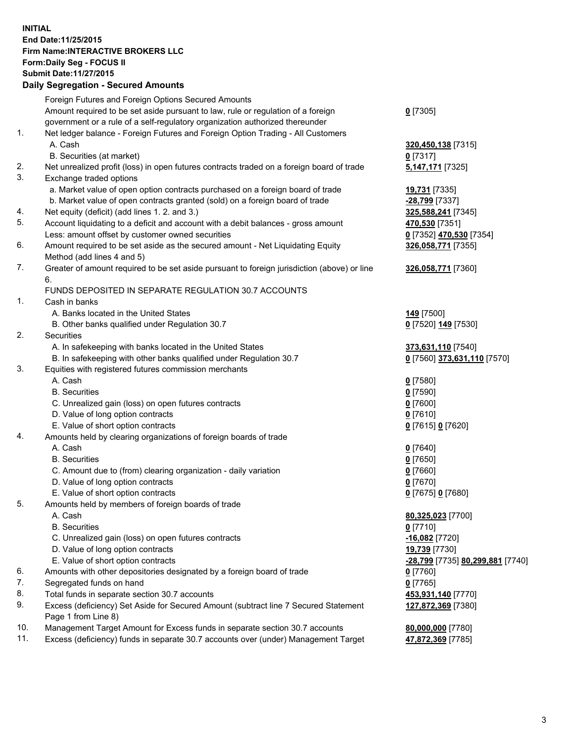**INITIAL**
**End Date:11/25/2015**
**Firm Name:INTERACTIVE BROKERS LLC**
**Form:Daily Seg - FOCUS II**
**Submit Date:11/27/2015**

## Daily Segregation - Secured Amounts

| | | |
|---|---|---|
| | Foreign Futures and Foreign Options Secured Amounts | |
| | Amount required to be set aside pursuant to law, rule or regulation of a foreign government or a rule of a self-regulatory organization authorized thereunder | **0** [7305] |
| 1. | Net ledger balance - Foreign Futures and Foreign Option Trading - All Customers | |
| | A. Cash | **320,450,138** [7315] |
| | B. Securities (at market) | **0** [7317] |
| 2. | Net unrealized profit (loss) in open futures contracts traded on a foreign board of trade | **5,147,171** [7325] |
| 3. | Exchange traded options | |
| | a. Market value of open option contracts purchased on a foreign board of trade | **19,731** [7335] |
| | b. Market value of open contracts granted (sold) on a foreign board of trade | **-28,799** [7337] |
| 4. | Net equity (deficit) (add lines 1. 2. and 3.) | **325,588,241** [7345] |
| 5. | Account liquidating to a deficit and account with a debit balances - gross amount | **470,530** [7351] |
| | Less: amount offset by customer owned securities | **0** [7352] **470,530** [7354] |
| 6. | Amount required to be set aside as the secured amount - Net Liquidating Equity Method (add lines 4 and 5) | **326,058,771** [7355] |
| 7. | Greater of amount required to be set aside pursuant to foreign jurisdiction (above) or line 6. | **326,058,771** [7360] |
| | FUNDS DEPOSITED IN SEPARATE REGULATION 30.7 ACCOUNTS | |
| 1. | Cash in banks | |
| | A. Banks located in the United States | **149** [7500] |
| | B. Other banks qualified under Regulation 30.7 | **0** [7520] **149** [7530] |
| 2. | Securities | |
| | A. In safekeeping with banks located in the United States | **373,631,110** [7540] |
| | B. In safekeeping with other banks qualified under Regulation 30.7 | **0** [7560] **373,631,110** [7570] |
| 3. | Equities with registered futures commission merchants | |
| | A. Cash | **0** [7580] |
| | B. Securities | **0** [7590] |
| | C. Unrealized gain (loss) on open futures contracts | **0** [7600] |
| | D. Value of long option contracts | **0** [7610] |
| | E. Value of short option contracts | **0** [7615] **0** [7620] |
| 4. | Amounts held by clearing organizations of foreign boards of trade | |
| | A. Cash | **0** [7640] |
| | B. Securities | **0** [7650] |
| | C. Amount due to (from) clearing organization - daily variation | **0** [7660] |
| | D. Value of long option contracts | **0** [7670] |
| | E. Value of short option contracts | **0** [7675] **0** [7680] |
| 5. | Amounts held by members of foreign boards of trade | |
| | A. Cash | **80,325,023** [7700] |
| | B. Securities | **0** [7710] |
| | C. Unrealized gain (loss) on open futures contracts | **-16,082** [7720] |
| | D. Value of long option contracts | **19,739** [7730] |
| | E. Value of short option contracts | **-28,799** [7735] **80,299,881** [7740] |
| 6. | Amounts with other depositories designated by a foreign board of trade | **0** [7760] |
| 7. | Segregated funds on hand | **0** [7765] |
| 8. | Total funds in separate section 30.7 accounts | **453,931,140** [7770] |
| 9. | Excess (deficiency) Set Aside for Secured Amount (subtract line 7 Secured Statement Page 1 from Line 8) | **127,872,369** [7380] |
| 10. | Management Target Amount for Excess funds in separate section 30.7 accounts | **80,000,000** [7780] |
| 11. | Excess (deficiency) funds in separate 30.7 accounts over (under) Management Target | **47,872,369** [7785] |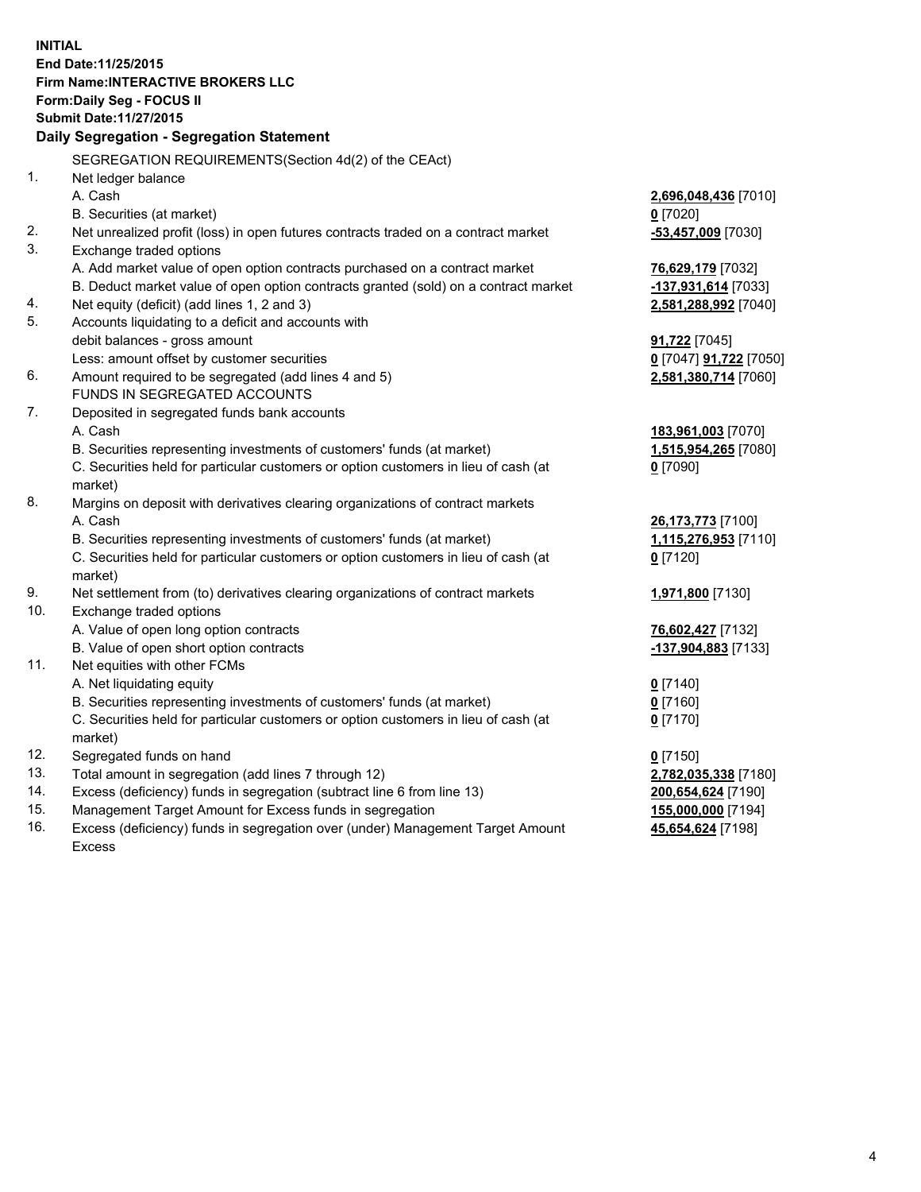**INITIAL**
**End Date:11/25/2015**
**Firm Name:INTERACTIVE BROKERS LLC**
**Form:Daily Seg - FOCUS II**
**Submit Date:11/27/2015**

## Daily Segregation - Segregation Statement

SEGREGATION REQUIREMENTS(Section 4d(2) of the CEAct)

| | | |
|---|---|---|
| 1. | Net ledger balance | |
| | A. Cash | 2,696,048,436 [7010] |
| | B. Securities (at market) | 0 [7020] |
| 2. | Net unrealized profit (loss) in open futures contracts traded on a contract market | -53,457,009 [7030] |
| 3. | Exchange traded options | |
| | A. Add market value of open option contracts purchased on a contract market | 76,629,179 [7032] |
| | B. Deduct market value of open option contracts granted (sold) on a contract market | -137,931,614 [7033] |
| 4. | Net equity (deficit) (add lines 1, 2 and 3) | 2,581,288,992 [7040] |
| 5. | Accounts liquidating to a deficit and accounts with debit balances - gross amount | 91,722 [7045] |
| | Less: amount offset by customer securities | 0 [7047] 91,722 [7050] |
| 6. | Amount required to be segregated (add lines 4 and 5) | 2,581,380,714 [7060] |
| | FUNDS IN SEGREGATED ACCOUNTS | |
| 7. | Deposited in segregated funds bank accounts | |
| | A. Cash | 183,961,003 [7070] |
| | B. Securities representing investments of customers' funds (at market) | 1,515,954,265 [7080] |
| | C. Securities held for particular customers or option customers in lieu of cash (at market) | 0 [7090] |
| 8. | Margins on deposit with derivatives clearing organizations of contract markets | |
| | A. Cash | 26,173,773 [7100] |
| | B. Securities representing investments of customers' funds (at market) | 1,115,276,953 [7110] |
| | C. Securities held for particular customers or option customers in lieu of cash (at market) | 0 [7120] |
| 9. | Net settlement from (to) derivatives clearing organizations of contract markets | 1,971,800 [7130] |
| 10. | Exchange traded options | |
| | A. Value of open long option contracts | 76,602,427 [7132] |
| | B. Value of open short option contracts | -137,904,883 [7133] |
| 11. | Net equities with other FCMs | |
| | A. Net liquidating equity | 0 [7140] |
| | B. Securities representing investments of customers' funds (at market) | 0 [7160] |
| | C. Securities held for particular customers or option customers in lieu of cash (at market) | 0 [7170] |
| 12. | Segregated funds on hand | 0 [7150] |
| 13. | Total amount in segregation (add lines 7 through 12) | 2,782,035,338 [7180] |
| 14. | Excess (deficiency) funds in segregation (subtract line 6 from line 13) | 200,654,624 [7190] |
| 15. | Management Target Amount for Excess funds in segregation | 155,000,000 [7194] |
| 16. | Excess (deficiency) funds in segregation over (under) Management Target Amount Excess | 45,654,624 [7198] |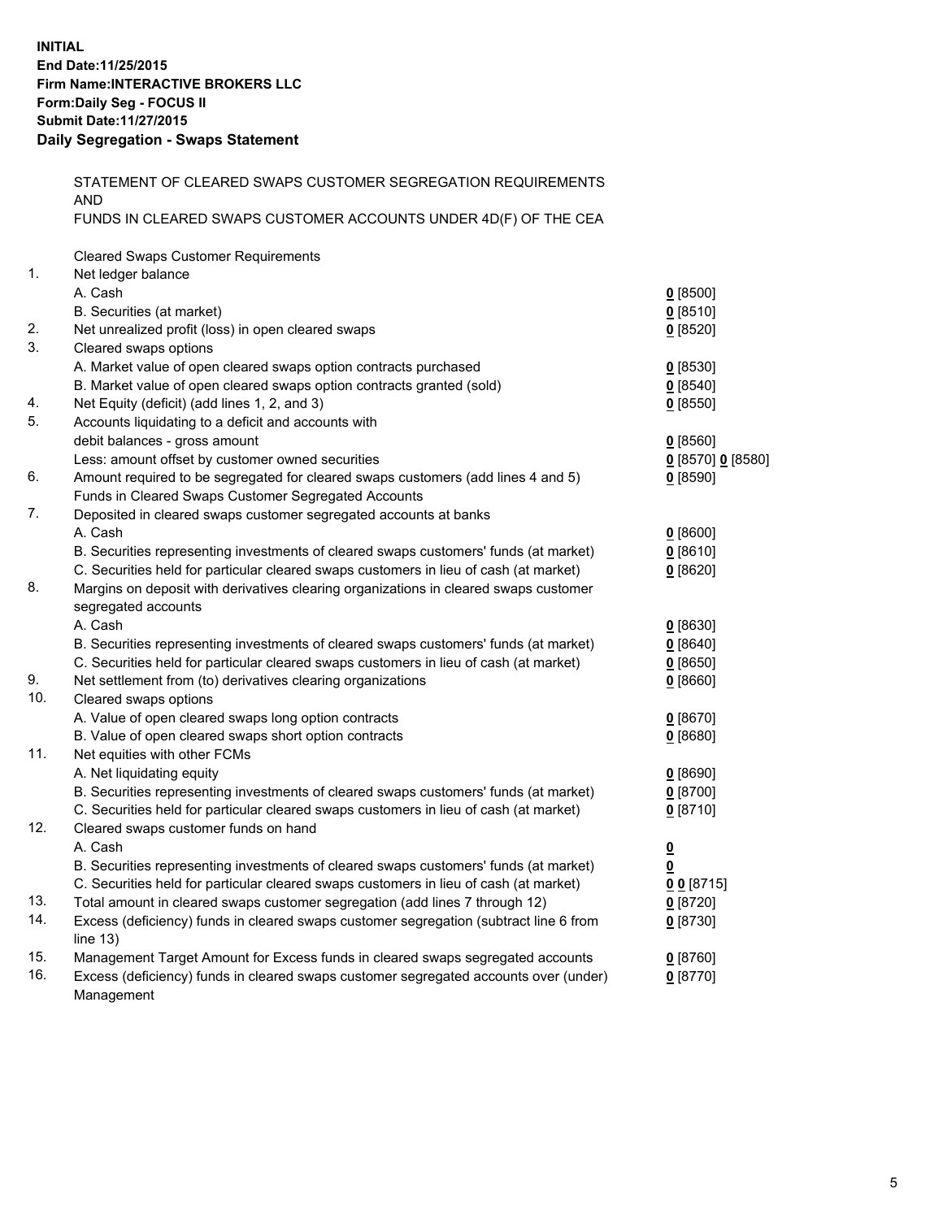**INITIAL**
**End Date:11/25/2015**
**Firm Name:INTERACTIVE BROKERS LLC**
**Form:Daily Seg - FOCUS II**
**Submit Date:11/27/2015**
**Daily Segregation - Swaps Statement**

STATEMENT OF CLEARED SWAPS CUSTOMER SEGREGATION REQUIREMENTS AND FUNDS IN CLEARED SWAPS CUSTOMER ACCOUNTS UNDER 4D(F) OF THE CEA

| | | |
|---|---|---|
| | Cleared Swaps Customer Requirements | |
| 1. | Net ledger balance | |
| | A. Cash | 0 [8500] |
| | B. Securities (at market) | 0 [8510] |
| 2. | Net unrealized profit (loss) in open cleared swaps | 0 [8520] |
| 3. | Cleared swaps options | |
| | A. Market value of open cleared swaps option contracts purchased | 0 [8530] |
| | B. Market value of open cleared swaps option contracts granted (sold) | 0 [8540] |
| 4. | Net Equity (deficit) (add lines 1, 2, and 3) | 0 [8550] |
| 5. | Accounts liquidating to a deficit and accounts with debit balances - gross amount | 0 [8560] |
| | Less: amount offset by customer owned securities | 0 [8570] 0 [8580] |
| 6. | Amount required to be segregated for cleared swaps customers (add lines 4 and 5) | 0 [8590] |
| | Funds in Cleared Swaps Customer Segregated Accounts | |
| 7. | Deposited in cleared swaps customer segregated accounts at banks | |
| | A. Cash | 0 [8600] |
| | B. Securities representing investments of cleared swaps customers' funds (at market) | 0 [8610] |
| | C. Securities held for particular cleared swaps customers in lieu of cash (at market) | 0 [8620] |
| 8. | Margins on deposit with derivatives clearing organizations in cleared swaps customer segregated accounts | |
| | A. Cash | 0 [8630] |
| | B. Securities representing investments of cleared swaps customers' funds (at market) | 0 [8640] |
| | C. Securities held for particular cleared swaps customers in lieu of cash (at market) | 0 [8650] |
| 9. | Net settlement from (to) derivatives clearing organizations | 0 [8660] |
| 10. | Cleared swaps options | |
| | A. Value of open cleared swaps long option contracts | 0 [8670] |
| | B. Value of open cleared swaps short option contracts | 0 [8680] |
| 11. | Net equities with other FCMs | |
| | A. Net liquidating equity | 0 [8690] |
| | B. Securities representing investments of cleared swaps customers' funds (at market) | 0 [8700] |
| | C. Securities held for particular cleared swaps customers in lieu of cash (at market) | 0 [8710] |
| 12. | Cleared swaps customer funds on hand | |
| | A. Cash | 0 |
| | B. Securities representing investments of cleared swaps customers' funds (at market) | 0 |
| | C. Securities held for particular cleared swaps customers in lieu of cash (at market) | 0 0 [8715] |
| 13. | Total amount in cleared swaps customer segregation (add lines 7 through 12) | 0 [8720] |
| 14. | Excess (deficiency) funds in cleared swaps customer segregation (subtract line 6 from line 13) | 0 [8730] |
| 15. | Management Target Amount for Excess funds in cleared swaps segregated accounts | 0 [8760] |
| 16. | Excess (deficiency) funds in cleared swaps customer segregated accounts over (under) Management | 0 [8770] |